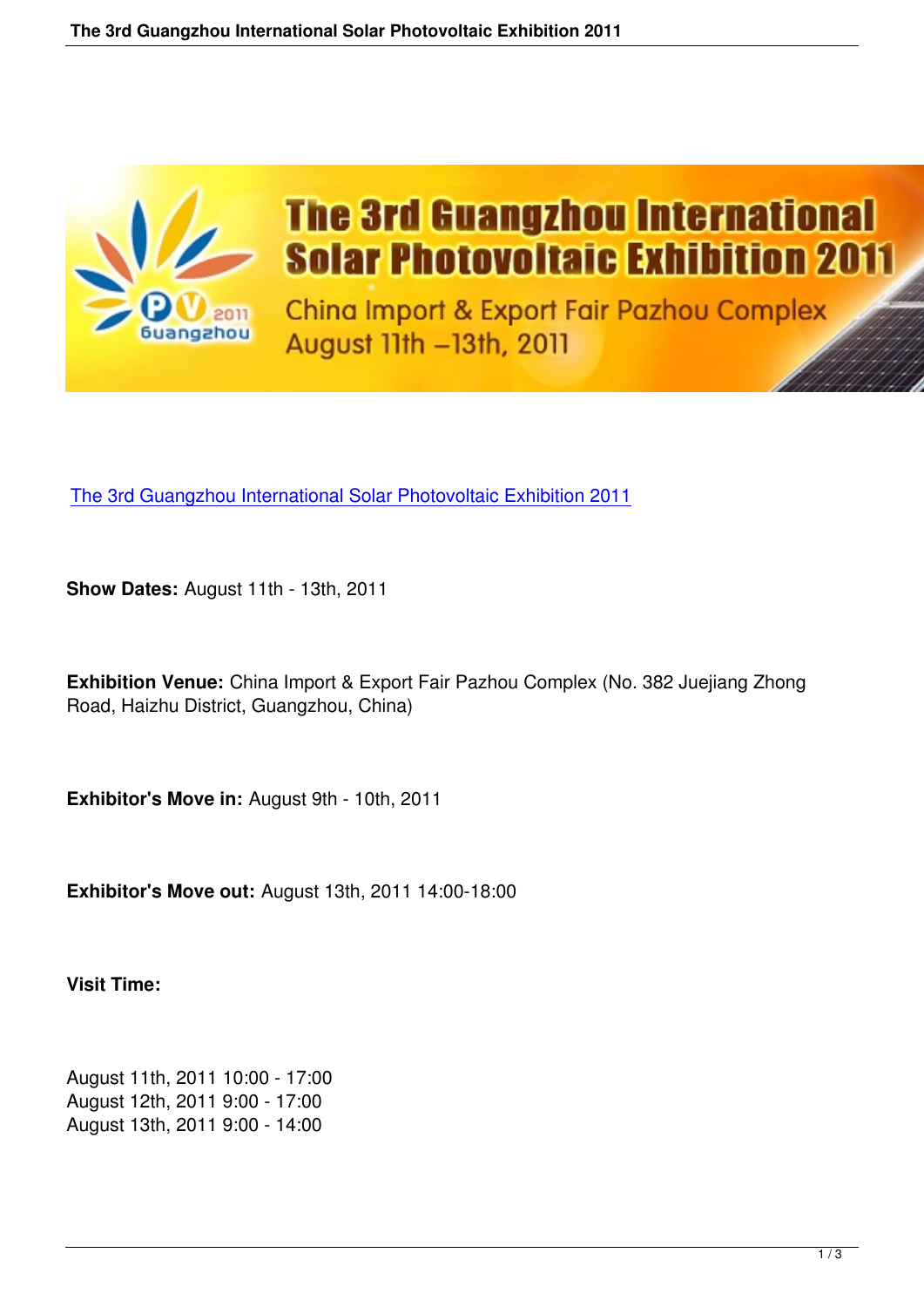[The 3rd Guangzhou International Solar Photovoltaic Exhibition 2011]

**Show Dates:** August 11th - 13th, 2011

**Exhibition Venue:** China Import & Export Fair Pazhou Complex (No. 382 Juejiang Zhong Road, Haizhu District, Guangzhou, China)

**Exhibitor's Move in:** August 9th - 10th, 2011

**Exhibitor's Move out:** August 13th, 2011 14:00-18:00

**Visit Time:**

August 11th, 2011 10:00 - 17:00
August 12th, 2011 9:00 - 17:00
August 13th, 2011 9:00 - 14:00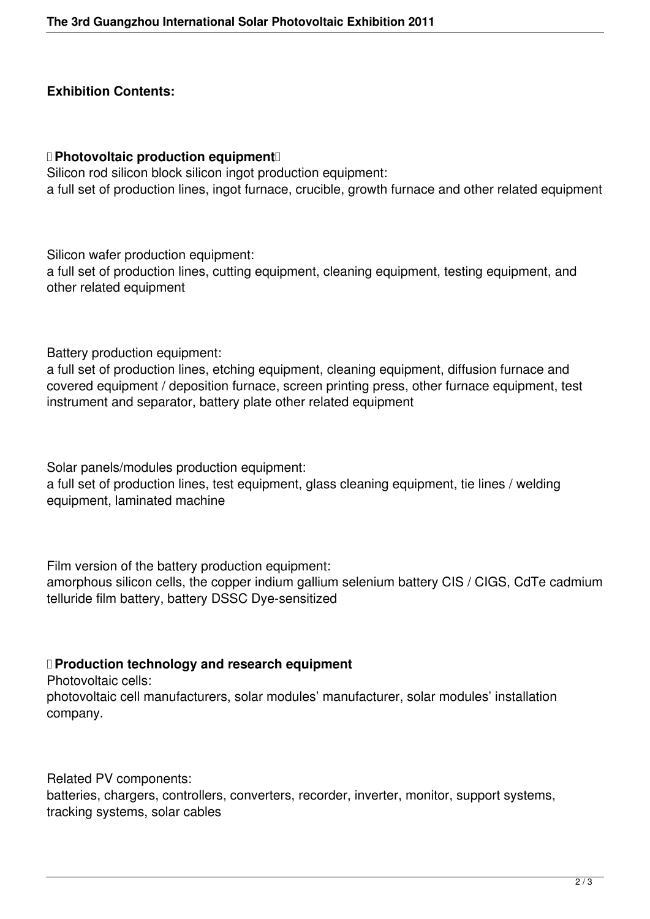**Exhibition Contents:**

**Photovoltaic production equipment**

Silicon rod silicon block silicon ingot production equipment:
a full set of production lines, ingot furnace, crucible, growth furnace and other related equipment

Silicon wafer production equipment:
a full set of production lines, cutting equipment, cleaning equipment, testing equipment, and other related equipment

Battery production equipment:
a full set of production lines, etching equipment, cleaning equipment, diffusion furnace and covered equipment / deposition furnace, screen printing press, other furnace equipment, test instrument and separator, battery plate other related equipment

Solar panels/modules production equipment:
a full set of production lines, test equipment, glass cleaning equipment, tie lines / welding equipment, laminated machine

Film version of the battery production equipment:
amorphous silicon cells, the copper indium gallium selenium battery CIS / CIGS, CdTe cadmium telluride film battery, battery DSSC Dye-sensitized

**Production technology and research equipment**

Photovoltaic cells:
photovoltaic cell manufacturers, solar modules' manufacturer, solar modules' installation company.

Related PV components:
batteries, chargers, controllers, converters, recorder, inverter, monitor, support systems, tracking systems, solar cables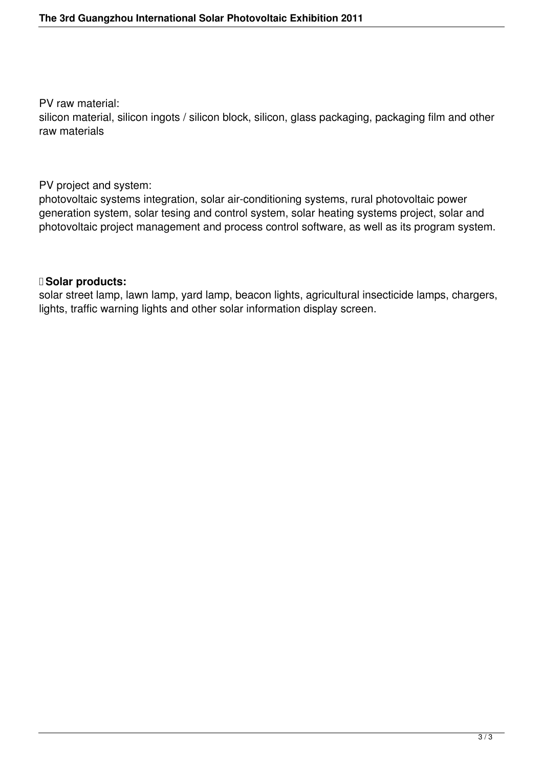PV raw material:
silicon material, silicon ingots / silicon block, silicon, glass packaging, packaging film and other raw materials

PV project and system:
photovoltaic systems integration, solar air-conditioning systems, rural photovoltaic power generation system, solar tesing and control system, solar heating systems project, solar and photovoltaic project management and process control software, as well as its program system.

**Solar products:**
solar street lamp, lawn lamp, yard lamp, beacon lights, agricultural insecticide lamps, chargers, lights, traffic warning lights and other solar information display screen.